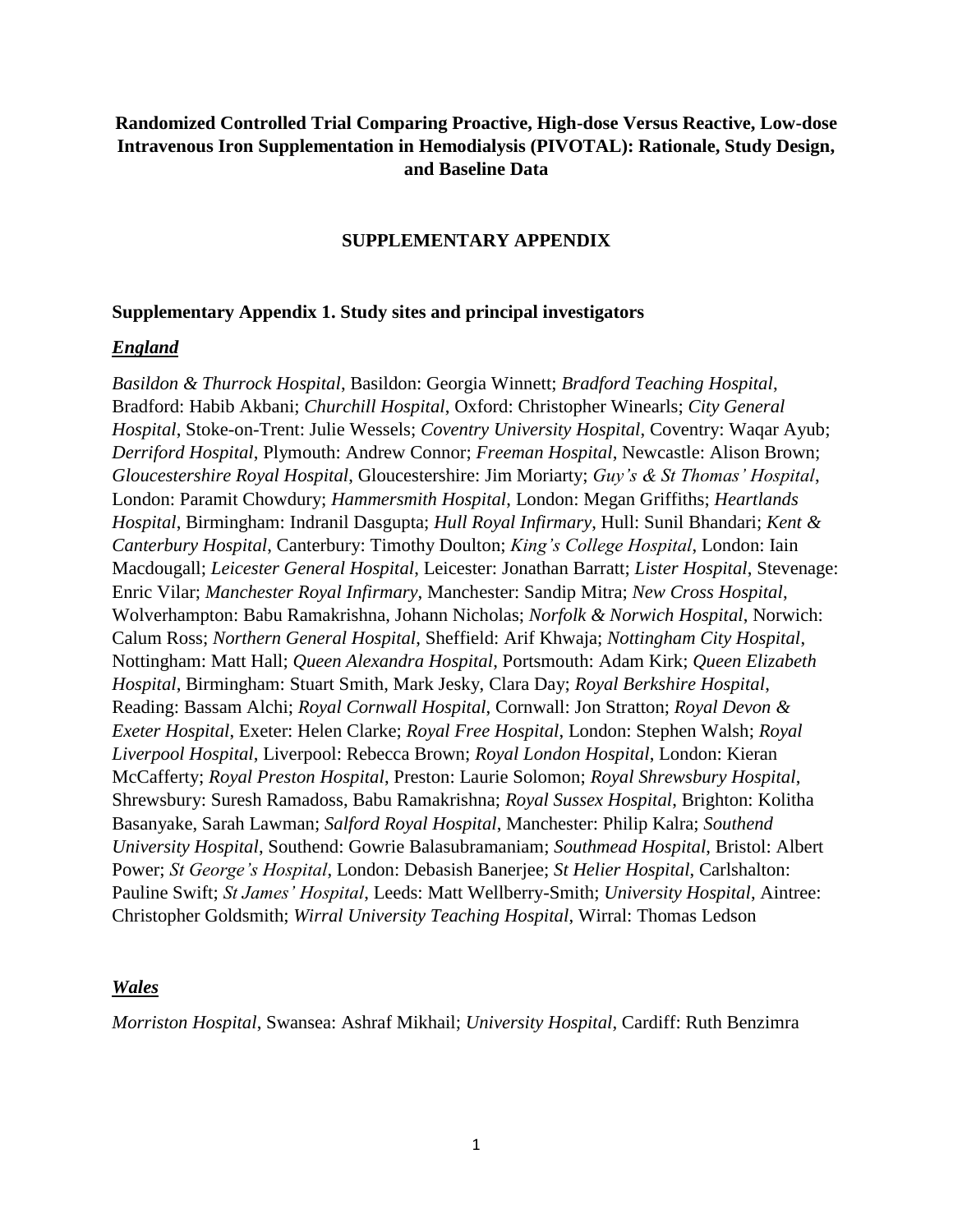# Randomized Controlled Trial Comparing Proactive, High-dose Versus Reactive, Low-dose Intravenous Iron Supplementation in Hemodialysis (PIVOTAL): Rationale, Study Design, and Baseline Data

## SUPPLEMENTARY APPENDIX

### Supplementary Appendix 1. Study sites and principal investigators

#### *England*

*Basildon & Thurrock Hospital*, Basildon: Georgia Winnett; *Bradford Teaching Hospital*, Bradford: Habib Akbani; *Churchill Hospital*, Oxford: Christopher Winearls; *City General Hospital*, Stoke-on-Trent: Julie Wessels; *Coventry University Hospital*, Coventry: Waqar Ayub; *Derriford Hospital*, Plymouth: Andrew Connor; *Freeman Hospital*, Newcastle: Alison Brown; *Gloucestershire Royal Hospital*, Gloucestershire: Jim Moriarty; *Guy's & St Thomas' Hospital*, London: Paramit Chowdury; *Hammersmith Hospital*, London: Megan Griffiths; *Heartlands Hospital*, Birmingham: Indranil Dasgupta; *Hull Royal Infirmary*, Hull: Sunil Bhandari; *Kent & Canterbury Hospital*, Canterbury: Timothy Doulton; *King's College Hospital*, London: Iain Macdougall; *Leicester General Hospital*, Leicester: Jonathan Barratt; *Lister Hospital*, Stevenage: Enric Vilar; *Manchester Royal Infirmary*, Manchester: Sandip Mitra; *New Cross Hospital*, Wolverhampton: Babu Ramakrishna, Johann Nicholas; *Norfolk & Norwich Hospital*, Norwich: Calum Ross; *Northern General Hospital*, Sheffield: Arif Khwaja; *Nottingham City Hospital*, Nottingham: Matt Hall; *Queen Alexandra Hospital*, Portsmouth: Adam Kirk; *Queen Elizabeth Hospital*, Birmingham: Stuart Smith, Mark Jesky, Clara Day; *Royal Berkshire Hospital*, Reading: Bassam Alchi; *Royal Cornwall Hospital*, Cornwall: Jon Stratton; *Royal Devon & Exeter Hospital*, Exeter: Helen Clarke; *Royal Free Hospital*, London: Stephen Walsh; *Royal Liverpool Hospital*, Liverpool: Rebecca Brown; *Royal London Hospital*, London: Kieran McCafferty; *Royal Preston Hospital*, Preston: Laurie Solomon; *Royal Shrewsbury Hospital*, Shrewsbury: Suresh Ramadoss, Babu Ramakrishna; *Royal Sussex Hospital*, Brighton: Kolitha Basanyake, Sarah Lawman; *Salford Royal Hospital*, Manchester: Philip Kalra; *Southend University Hospital*, Southend: Gowrie Balasubramaniam; *Southmead Hospital*, Bristol: Albert Power; *St George's Hospital*, London: Debasish Banerjee; *St Helier Hospital*, Carlshalton: Pauline Swift; *St James' Hospital*, Leeds: Matt Wellberry-Smith; *University Hospital*, Aintree: Christopher Goldsmith; *Wirral University Teaching Hospital*, Wirral: Thomas Ledson

#### *Wales*

*Morriston Hospital*, Swansea: Ashraf Mikhail; *University Hospital*, Cardiff: Ruth Benzimra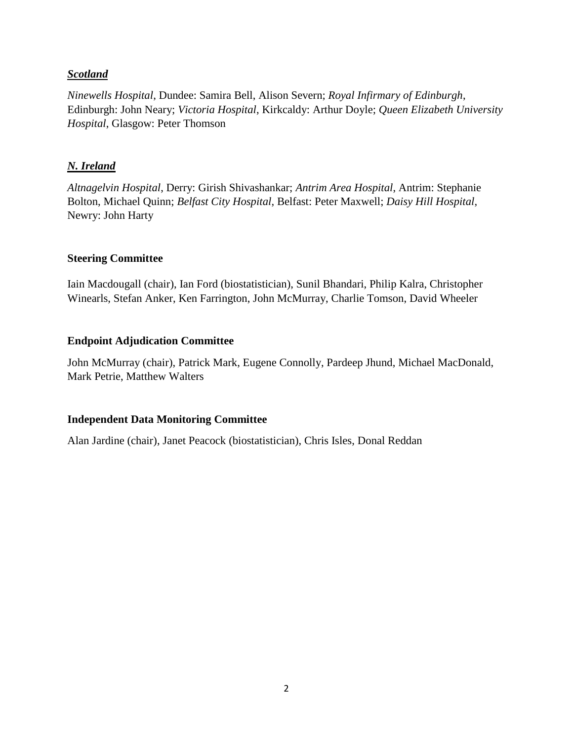***Scotland***

*Ninewells Hospital*, Dundee: Samira Bell, Alison Severn; *Royal Infirmary of Edinburgh*, Edinburgh: John Neary; *Victoria Hospital*, Kirkcaldy: Arthur Doyle; *Queen Elizabeth University Hospital*, Glasgow: Peter Thomson

***N. Ireland***

*Altnagelvin Hospital*, Derry: Girish Shivashankar; *Antrim Area Hospital*, Antrim: Stephanie Bolton, Michael Quinn; *Belfast City Hospital*, Belfast: Peter Maxwell; *Daisy Hill Hospital*, Newry: John Harty

**Steering Committee**

Iain Macdougall (chair), Ian Ford (biostatistician), Sunil Bhandari, Philip Kalra, Christopher Winearls, Stefan Anker, Ken Farrington, John McMurray, Charlie Tomson, David Wheeler

**Endpoint Adjudication Committee**

John McMurray (chair), Patrick Mark, Eugene Connolly, Pardeep Jhund, Michael MacDonald, Mark Petrie, Matthew Walters

**Independent Data Monitoring Committee**

Alan Jardine (chair), Janet Peacock (biostatistician), Chris Isles, Donal Reddan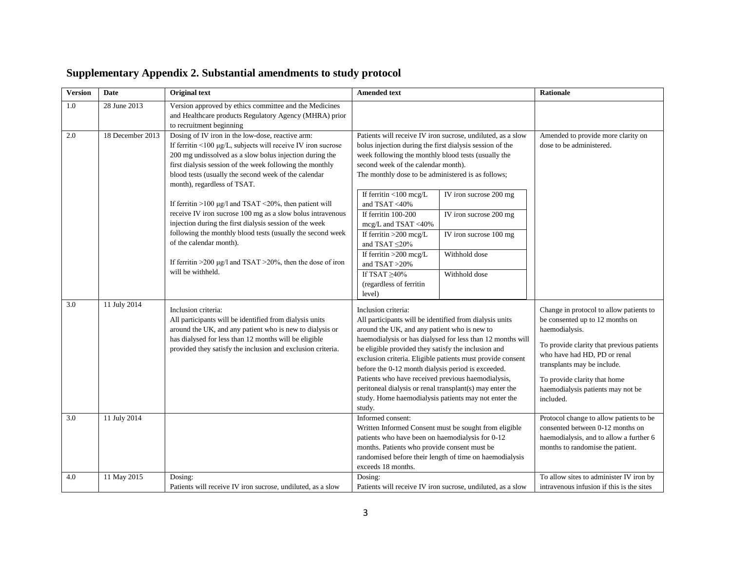## Supplementary Appendix 2. Substantial amendments to study protocol

| Version | Date | Original text | Amended text | Rationale |
|---|---|---|---|---|
| 1.0 | 28 June 2013 | Version approved by ethics committee and the Medicines and Healthcare products Regulatory Agency (MHRA) prior to recruitment beginning | | |
| 2.0 | 18 December 2013 | Dosing of IV iron in the low-dose, reactive arm:<br>If ferritin <100 μg/L, subjects will receive IV iron sucrose 200 mg undissolved as a slow bolus injection during the first dialysis session of the week following the monthly blood tests (usually the second week of the calendar month), regardless of TSAT.<br><br>If ferritin >100 μg/l and TSAT <20%, then patient will receive IV iron sucrose 100 mg as a slow bolus intravenous injection during the first dialysis session of the week following the monthly blood tests (usually the second week of the calendar month).<br><br>If ferritin >200 μg/l and TSAT >20%, then the dose of iron will be withheld. | Patients will receive IV iron sucrose, undiluted, as a slow bolus injection during the first dialysis session of the week following the monthly blood tests (usually the second week of the calendar month).<br>The monthly dose to be administered is as follows;<br><br>If ferritin <100 mcg/L and TSAT <40% — IV iron sucrose 200 mg<br>If ferritin 100-200 mcg/L and TSAT <40% — IV iron sucrose 200 mg<br>If ferritin >200 mcg/L and TSAT ≤20% — IV iron sucrose 100 mg<br>If ferritin >200 mcg/L and TSAT >20% — Withhold dose<br>If TSAT ≥40% (regardless of ferritin level) — Withhold dose | Amended to provide more clarity on dose to be administered. |
| 3.0 | 11 July 2014 | Inclusion criteria:<br>All participants will be identified from dialysis units around the UK, and any patient who is new to dialysis or has dialysed for less than 12 months will be eligible provided they satisfy the inclusion and exclusion criteria. | Inclusion criteria:<br>All participants will be identified from dialysis units around the UK, and any patient who is new to haemodialysis or has dialysed for less than 12 months will be eligible provided they satisfy the inclusion and exclusion criteria. Eligible patients must provide consent before the 0-12 month dialysis period is exceeded. Patients who have received previous haemodialysis, peritoneal dialysis or renal transplant(s) may enter the study. Home haemodialysis patients may not enter the study. | Change in protocol to allow patients to be consented up to 12 months on haemodialysis.<br><br>To provide clarity that previous patients who have had HD, PD or renal transplants may be include.<br><br>To provide clarity that home haemodialysis patients may not be included. |
| 3.0 | 11 July 2014 | | Informed consent:<br>Written Informed Consent must be sought from eligible patients who have been on haemodialysis for 0-12 months. Patients who provide consent must be randomised before their length of time on haemodialysis exceeds 18 months. | Protocol change to allow patients to be consented between 0-12 months on haemodialysis, and to allow a further 6 months to randomise the patient. |
| 4.0 | 11 May 2015 | Dosing:<br>Patients will receive IV iron sucrose, undiluted, as a slow | Dosing:<br>Patients will receive IV iron sucrose, undiluted, as a slow | To allow sites to administer IV iron by intravenous infusion if this is the sites |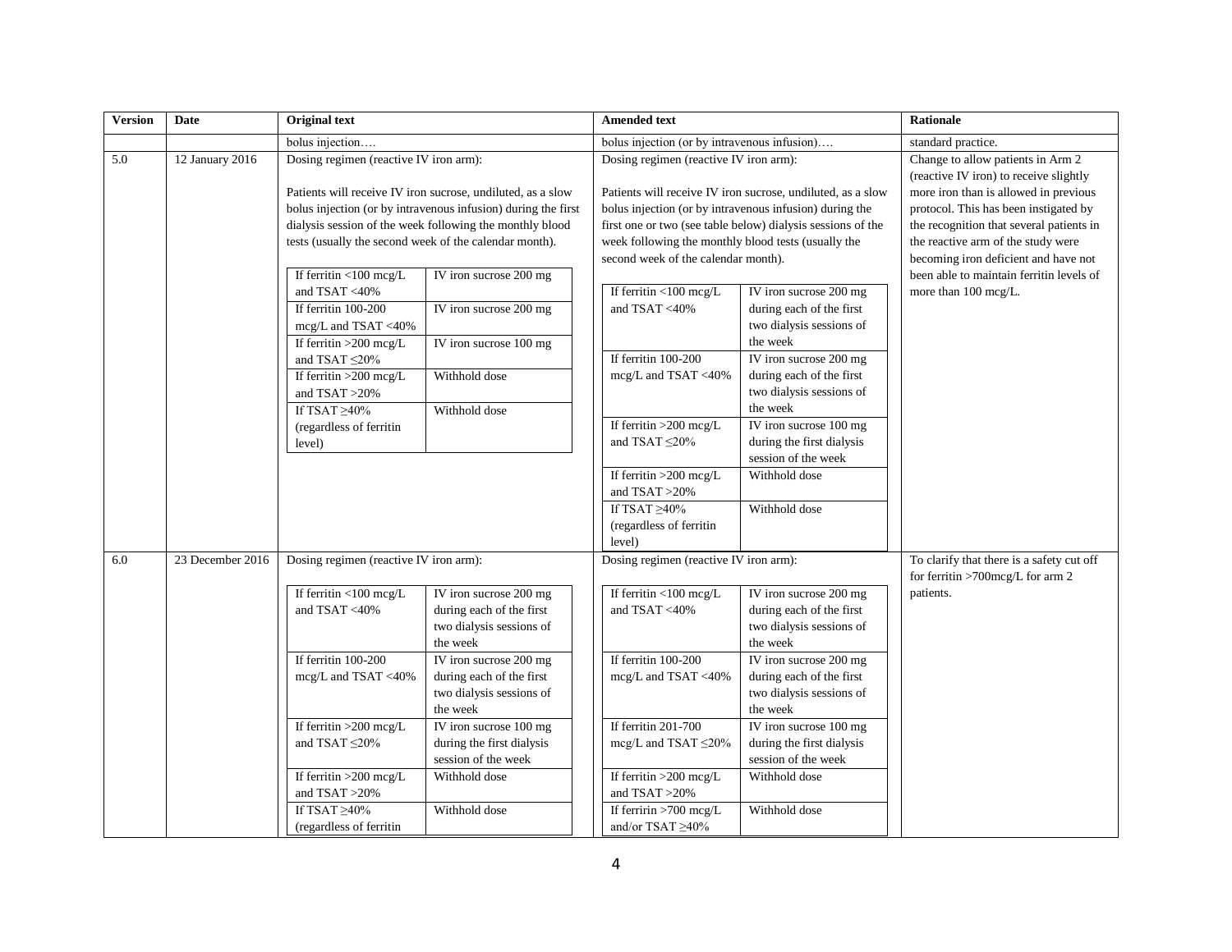| Version | Date | Original text | Amended text | Rationale |
|---|---|---|---|---|
| | | bolus injection…. | bolus injection (or by intravenous infusion)…. | standard practice. |
| 5.0 | 12 January 2016 | Dosing regimen (reactive IV iron arm):<br><br>Patients will receive IV iron sucrose, undiluted, as a slow bolus injection (or by intravenous infusion) during the first dialysis session of the week following the monthly blood tests (usually the second week of the calendar month).<br><br>If ferritin <100 mcg/L and TSAT <40% — IV iron sucrose 200 mg<br>If ferritin 100-200 mcg/L and TSAT <40% — IV iron sucrose 200 mg<br>If ferritin >200 mcg/L and TSAT ≤20% — IV iron sucrose 100 mg<br>If ferritin >200 mcg/L and TSAT >20% — Withhold dose<br>If TSAT ≥40% (regardless of ferritin level) — Withhold dose | Dosing regimen (reactive IV iron arm):<br><br>Patients will receive IV iron sucrose, undiluted, as a slow bolus injection (or by intravenous infusion) during the first one or two (see table below) dialysis sessions of the week following the monthly blood tests (usually the second week of the calendar month).<br><br>If ferritin <100 mcg/L and TSAT <40% — IV iron sucrose 200 mg during each of the first two dialysis sessions of the week<br>If ferritin 100-200 mcg/L and TSAT <40% — IV iron sucrose 200 mg during each of the first two dialysis sessions of the week<br>If ferritin >200 mcg/L and TSAT ≤20% — IV iron sucrose 100 mg during the first dialysis session of the week<br>If ferritin >200 mcg/L and TSAT >20% — Withhold dose<br>If TSAT ≥40% (regardless of ferritin level) — Withhold dose | Change to allow patients in Arm 2 (reactive IV iron) to receive slightly more iron than is allowed in previous protocol. This has been instigated by the recognition that several patients in the reactive arm of the study were becoming iron deficient and have not been able to maintain ferritin levels of more than 100 mcg/L. |
| 6.0 | 23 December 2016 | Dosing regimen (reactive IV iron arm):<br><br>If ferritin <100 mcg/L and TSAT <40% — IV iron sucrose 200 mg during each of the first two dialysis sessions of the week<br>If ferritin 100-200 mcg/L and TSAT <40% — IV iron sucrose 200 mg during each of the first two dialysis sessions of the week<br>If ferritin >200 mcg/L and TSAT ≤20% — IV iron sucrose 100 mg during the first dialysis session of the week<br>If ferritin >200 mcg/L and TSAT >20% — Withhold dose<br>If TSAT ≥40% (regardless of ferritin — Withhold dose | Dosing regimen (reactive IV iron arm):<br><br>If ferritin <100 mcg/L and TSAT <40% — IV iron sucrose 200 mg during each of the first two dialysis sessions of the week<br>If ferritin 100-200 mcg/L and TSAT <40% — IV iron sucrose 200 mg during each of the first two dialysis sessions of the week<br>If ferritin 201-700 mcg/L and TSAT ≤20% — IV iron sucrose 100 mg during the first dialysis session of the week<br>If ferritin >200 mcg/L and TSAT >20% — Withhold dose<br>If ferririn >700 mcg/L and/or TSAT ≥40% — Withhold dose | To clarify that there is a safety cut off for ferritin >700mcg/L for arm 2 patients. |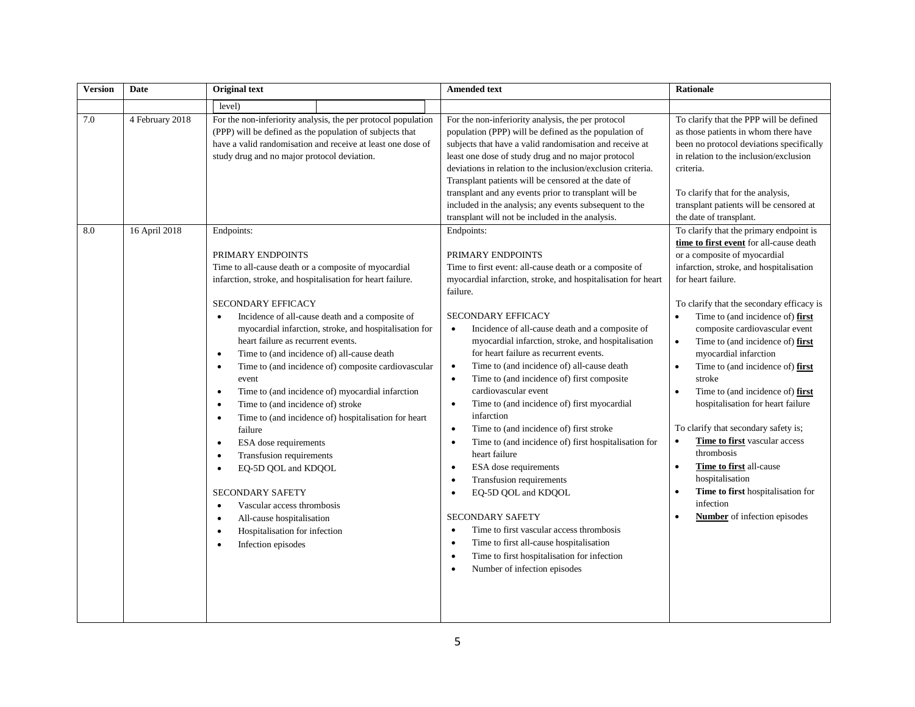| Version | Date | Original text | Amended text | Rationale |
|---|---|---|---|---|
| | | level) | | |
| 7.0 | 4 February 2018 | For the non-inferiority analysis, the per protocol population (PPP) will be defined as the population of subjects that have a valid randomisation and receive at least one dose of study drug and no major protocol deviation. | For the non-inferiority analysis, the per protocol population (PPP) will be defined as the population of subjects that have a valid randomisation and receive at least one dose of study drug and no major protocol deviations in relation to the inclusion/exclusion criteria. Transplant patients will be censored at the date of transplant and any events prior to transplant will be included in the analysis; any events subsequent to the transplant will not be included in the analysis. | To clarify that the PPP will be defined as those patients in whom there have been no protocol deviations specifically in relation to the inclusion/exclusion criteria.<br><br>To clarify that for the analysis, transplant patients will be censored at the date of transplant. |
| 8.0 | 16 April 2018 | Endpoints:<br><br>PRIMARY ENDPOINTS<br>Time to all-cause death or a composite of myocardial infarction, stroke, and hospitalisation for heart failure.<br><br>SECONDARY EFFICACY<br>• Incidence of all-cause death and a composite of myocardial infarction, stroke, and hospitalisation for heart failure as recurrent events.<br>• Time to (and incidence of) all-cause death<br>• Time to (and incidence of) composite cardiovascular event<br>• Time to (and incidence of) myocardial infarction<br>• Time to (and incidence of) stroke<br>• Time to (and incidence of) hospitalisation for heart failure<br>• ESA dose requirements<br>• Transfusion requirements<br>• EQ-5D QOL and KDQOL<br><br>SECONDARY SAFETY<br>• Vascular access thrombosis<br>• All-cause hospitalisation<br>• Hospitalisation for infection<br>• Infection episodes | Endpoints:<br><br>PRIMARY ENDPOINTS<br>Time to first event: all-cause death or a composite of myocardial infarction, stroke, and hospitalisation for heart failure.<br><br>SECONDARY EFFICACY<br>• Incidence of all-cause death and a composite of myocardial infarction, stroke, and hospitalisation for heart failure as recurrent events.<br>• Time to (and incidence of) all-cause death<br>• Time to (and incidence of) first composite cardiovascular event<br>• Time to (and incidence of) first myocardial infarction<br>• Time to (and incidence of) first stroke<br>• Time to (and incidence of) first hospitalisation for heart failure<br>• ESA dose requirements<br>• Transfusion requirements<br>• EQ-5D QOL and KDQOL<br><br>SECONDARY SAFETY<br>• Time to first vascular access thrombosis<br>• Time to first all-cause hospitalisation<br>• Time to first hospitalisation for infection<br>• Number of infection episodes | To clarify that the primary endpoint is **time to first event** for all-cause death or a composite of myocardial infarction, stroke, and hospitalisation for heart failure.<br><br>To clarify that the secondary efficacy is<br>• Time to (and incidence of) **first** composite cardiovascular event<br>• Time to (and incidence of) **first** myocardial infarction<br>• Time to (and incidence of) **first** stroke<br>• Time to (and incidence of) **first** hospitalisation for heart failure<br><br>To clarify that secondary safety is;<br>• **Time to first** vascular access thrombosis<br>• **Time to first** all-cause hospitalisation<br>• **Time to first** hospitalisation for infection<br>• **Number** of infection episodes |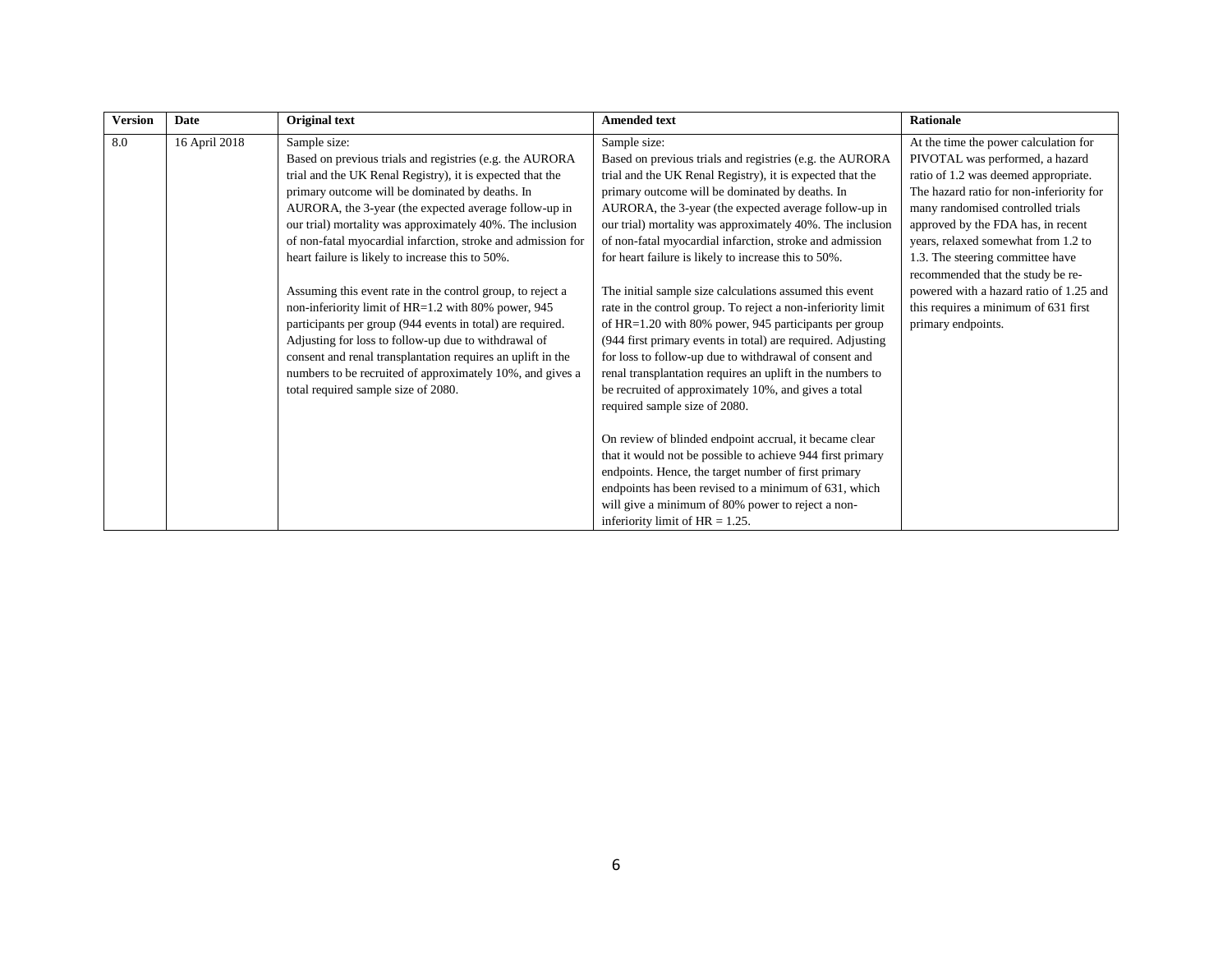| Version | Date | Original text | Amended text | Rationale |
| --- | --- | --- | --- | --- |
| 8.0 | 16 April 2018 | Sample size:<br>Based on previous trials and registries (e.g. the AURORA trial and the UK Renal Registry), it is expected that the primary outcome will be dominated by deaths. In AURORA, the 3-year (the expected average follow-up in our trial) mortality was approximately 40%. The inclusion of non-fatal myocardial infarction, stroke and admission for heart failure is likely to increase this to 50%.<br><br>Assuming this event rate in the control group, to reject a non-inferiority limit of HR=1.2 with 80% power, 945 participants per group (944 events in total) are required. Adjusting for loss to follow-up due to withdrawal of consent and renal transplantation requires an uplift in the numbers to be recruited of approximately 10%, and gives a total required sample size of 2080. | Sample size:<br>Based on previous trials and registries (e.g. the AURORA trial and the UK Renal Registry), it is expected that the primary outcome will be dominated by deaths. In AURORA, the 3-year (the expected average follow-up in our trial) mortality was approximately 40%. The inclusion of non-fatal myocardial infarction, stroke and admission for heart failure is likely to increase this to 50%.<br><br>The initial sample size calculations assumed this event rate in the control group. To reject a non-inferiority limit of HR=1.20 with 80% power, 945 participants per group (944 first primary events in total) are required. Adjusting for loss to follow-up due to withdrawal of consent and renal transplantation requires an uplift in the numbers to be recruited of approximately 10%, and gives a total required sample size of 2080.<br><br>On review of blinded endpoint accrual, it became clear that it would not be possible to achieve 944 first primary endpoints. Hence, the target number of first primary endpoints has been revised to a minimum of 631, which will give a minimum of 80% power to reject a non-inferiority limit of HR = 1.25. | At the time the power calculation for PIVOTAL was performed, a hazard ratio of 1.2 was deemed appropriate. The hazard ratio for non-inferiority for many randomised controlled trials approved by the FDA has, in recent years, relaxed somewhat from 1.2 to 1.3. The steering committee have recommended that the study be re-powered with a hazard ratio of 1.25 and this requires a minimum of 631 first primary endpoints. |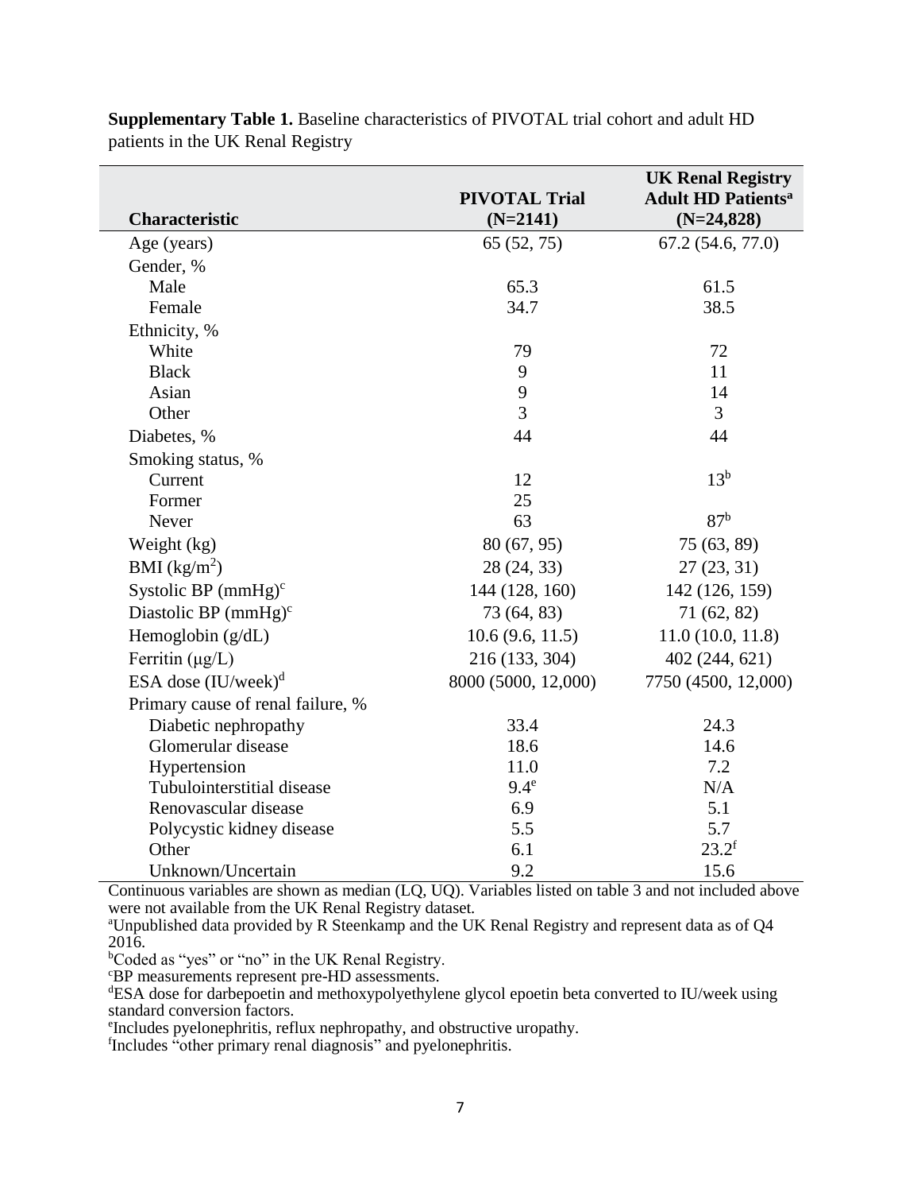**Supplementary Table 1.** Baseline characteristics of PIVOTAL trial cohort and adult HD patients in the UK Renal Registry

| Characteristic | PIVOTAL Trial (N=2141) | UK Renal Registry Adult HD Patients[a] (N=24,828) |
|---|---|---|
| Age (years) | 65 (52, 75) | 67.2 (54.6, 77.0) |
| Gender, % | | |
| Male | 65.3 | 61.5 |
| Female | 34.7 | 38.5 |
| Ethnicity, % | | |
| White | 79 | 72 |
| Black | 9 | 11 |
| Asian | 9 | 14 |
| Other | 3 | 3 |
| Diabetes, % | 44 | 44 |
| Smoking status, % | | |
| Current | 12 | 13[b] |
| Former | 25 | |
| Never | 63 | 87[b] |
| Weight (kg) | 80 (67, 95) | 75 (63, 89) |
| BMI (kg/m$^2$) | 28 (24, 33) | 27 (23, 31) |
| Systolic BP (mmHg)[c] | 144 (128, 160) | 142 (126, 159) |
| Diastolic BP (mmHg)[c] | 73 (64, 83) | 71 (62, 82) |
| Hemoglobin (g/dL) | 10.6 (9.6, 11.5) | 11.0 (10.0, 11.8) |
| Ferritin (μg/L) | 216 (133, 304) | 402 (244, 621) |
| ESA dose (IU/week)[d] | 8000 (5000, 12,000) | 7750 (4500, 12,000) |
| Primary cause of renal failure, % | | |
| Diabetic nephropathy | 33.4 | 24.3 |
| Glomerular disease | 18.6 | 14.6 |
| Hypertension | 11.0 | 7.2 |
| Tubulointerstitial disease | 9.4[e] | N/A |
| Renovascular disease | 6.9 | 5.1 |
| Polycystic kidney disease | 5.5 | 5.7 |
| Other | 6.1 | 23.2[f] |
| Unknown/Uncertain | 9.2 | 15.6 |

Continuous variables are shown as median (LQ, UQ). Variables listed on table 3 and not included above were not available from the UK Renal Registry dataset.

[a]Unpublished data provided by R Steenkamp and the UK Renal Registry and represent data as of Q4 2016.

[b]Coded as "yes" or "no" in the UK Renal Registry.

[c]BP measurements represent pre-HD assessments.

[d]ESA dose for darbepoetin and methoxypolyethylene glycol epoetin beta converted to IU/week using standard conversion factors.

[e]Includes pyelonephritis, reflux nephropathy, and obstructive uropathy.

[f]Includes "other primary renal diagnosis" and pyelonephritis.